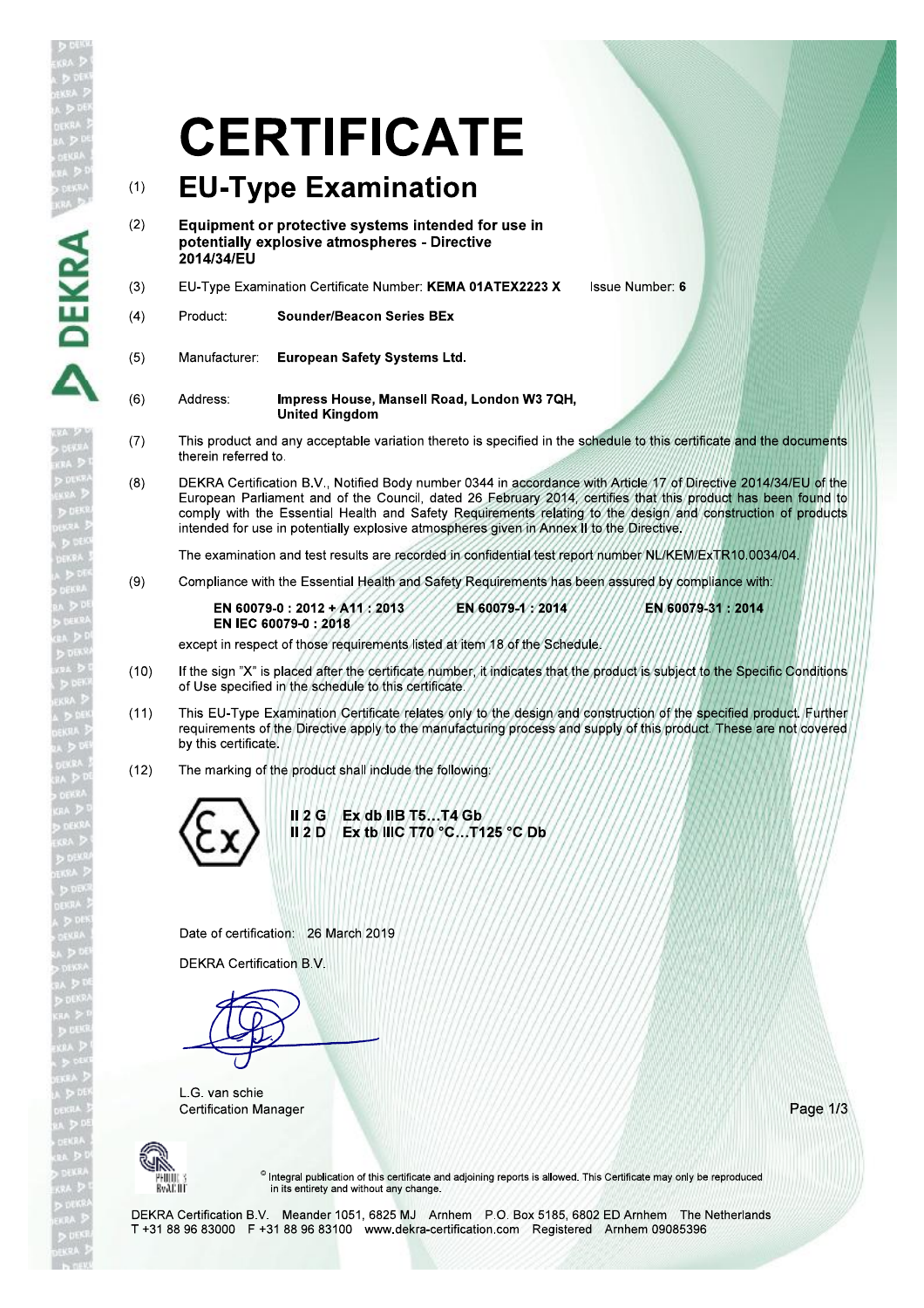# CERTIFICATE

## (1) EU-Type Examination

(2) **Equipment or protective systems intended for use in potentially explosive atmospheres - Directive 2014/34/EU**

(3) EU-Type Examination Certificate Number: **KEMA 01ATEX2223 X** Issue Number: **6**

(4) Product: **Sounder/Beacon Series BEx**

(5) Manufacturer: **European Safety Systems Ltd.**

(6) Address: **Impress House, Mansell Road, London W3 7QH, United Kingdom**

(7) This product and any acceptable variation thereto is specified in the schedule to this certificate and the documents therein referred to.

(8) DEKRA Certification B.V., Notified Body number 0344 in accordance with Article 17 of Directive 2014/34/EU of the European Parliament and of the Council, dated 26 February 2014, certifies that this product has been found to comply with the Essential Health and Safety Requirements relating to the design and construction of products intended for use in potentially explosive atmospheres given in Annex II to the Directive.

The examination and test results are recorded in confidential test report number NL/KEM/ExTR10.0034/04.

(9) Compliance with the Essential Health and Safety Requirements has been assured by compliance with:

**EN 60079-0 : 2012 + A11 : 2013** **EN 60079-1 : 2014** **EN 60079-31 : 2014**
**EN IEC 60079-0 : 2018**

except in respect of those requirements listed at item 18 of the Schedule.

(10) If the sign "X" is placed after the certificate number, it indicates that the product is subject to the Specific Conditions of Use specified in the schedule to this certificate.

(11) This EU-Type Examination Certificate relates only to the design and construction of the specified product. Further requirements of the Directive apply to the manufacturing process and supply of this product. These are not covered by this certificate.

(12) The marking of the product shall include the following:

**II 2 G Ex db IIB T5…T4 Gb**
**II 2 D Ex tb IIIC T70 °C…T125 °C Db**

Date of certification: 26 March 2019

DEKRA Certification B.V.

L.G. van schie
Certification Manager

© Integral publication of this certificate and adjoining reports is allowed. This Certificate may only be reproduced in its entirety and without any change.

DEKRA Certification B.V. Meander 1051, 6825 MJ Arnhem P.O. Box 5185, 6802 ED Arnhem The Netherlands
T +31 88 96 83000 F +31 88 96 83100 www.dekra-certification.com Registered Arnhem 09085396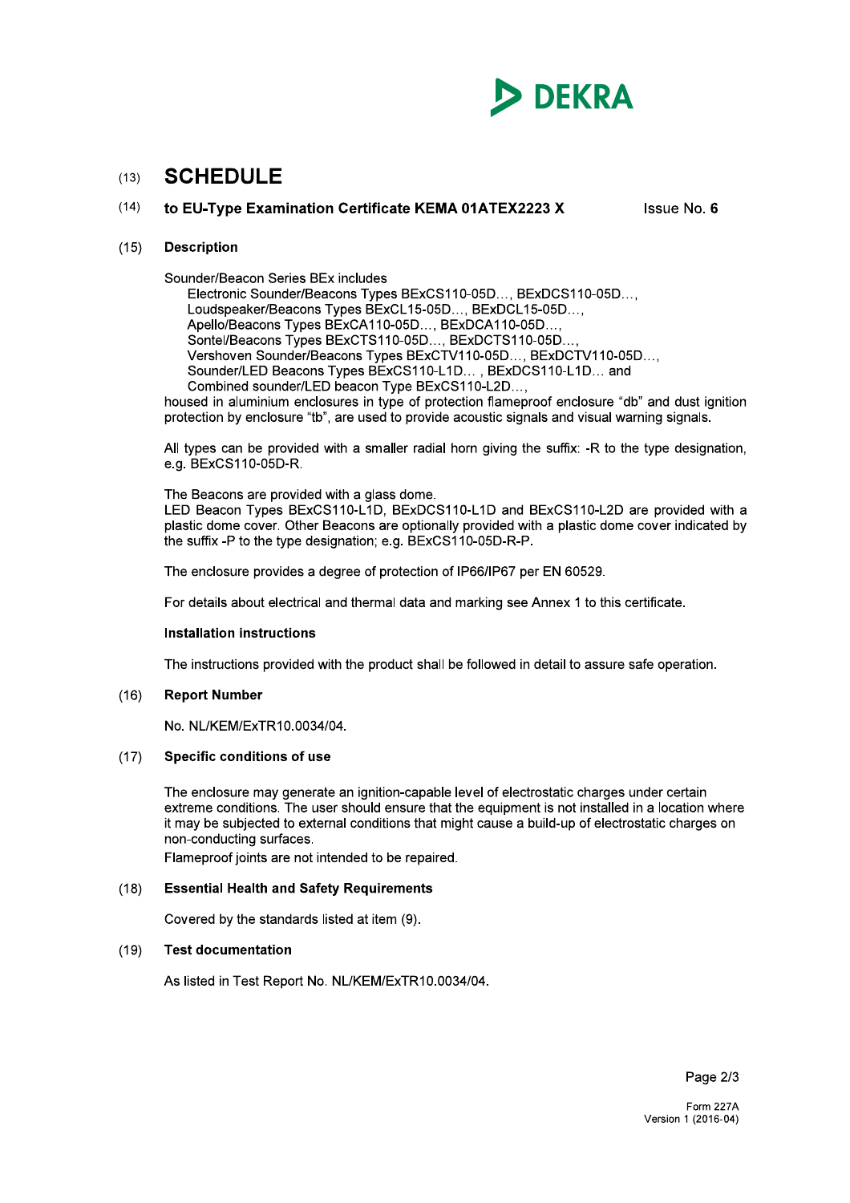# (13) SCHEDULE

## (14) to EU-Type Examination Certificate KEMA 01ATEX2223 X Issue No. 6

### (15) Description

Sounder/Beacon Series BEx includes
- Electronic Sounder/Beacons Types BExCS110-05D…, BExDCS110-05D…,
- Loudspeaker/Beacons Types BExCL15-05D…, BExDCL15-05D…,
- Apello/Beacons Types BExCA110-05D…, BExDCA110-05D…,
- Sontel/Beacons Types BExCTS110-05D…, BExDCTS110-05D…,
- Vershoven Sounder/Beacons Types BExCTV110-05D…, BExDCTV110-05D…,
- Sounder/LED Beacons Types BExCS110-L1D… , BExDCS110-L1D… and
- Combined sounder/LED beacon Type BExCS110-L2D…,

housed in aluminium enclosures in type of protection flameproof enclosure “db” and dust ignition protection by enclosure “tb”, are used to provide acoustic signals and visual warning signals.

All types can be provided with a smaller radial horn giving the suffix: -R to the type designation, e.g. BExCS110-05D-R.

The Beacons are provided with a glass dome.
LED Beacon Types BExCS110-L1D, BExDCS110-L1D and BExCS110-L2D are provided with a plastic dome cover. Other Beacons are optionally provided with a plastic dome cover indicated by the suffix -P to the type designation; e.g. BExCS110-05D-R-P.

The enclosure provides a degree of protection of IP66/IP67 per EN 60529.

For details about electrical and thermal data and marking see Annex 1 to this certificate.

**Installation instructions**

The instructions provided with the product shall be followed in detail to assure safe operation.

### (16) Report Number

No. NL/KEM/ExTR10.0034/04.

### (17) Specific conditions of use

The enclosure may generate an ignition-capable level of electrostatic charges under certain extreme conditions. The user should ensure that the equipment is not installed in a location where it may be subjected to external conditions that might cause a build-up of electrostatic charges on non-conducting surfaces.
Flameproof joints are not intended to be repaired.

### (18) Essential Health and Safety Requirements

Covered by the standards listed at item (9).

### (19) Test documentation

As listed in Test Report No. NL/KEM/ExTR10.0034/04.

Form 227A
Version 1 (2016-04)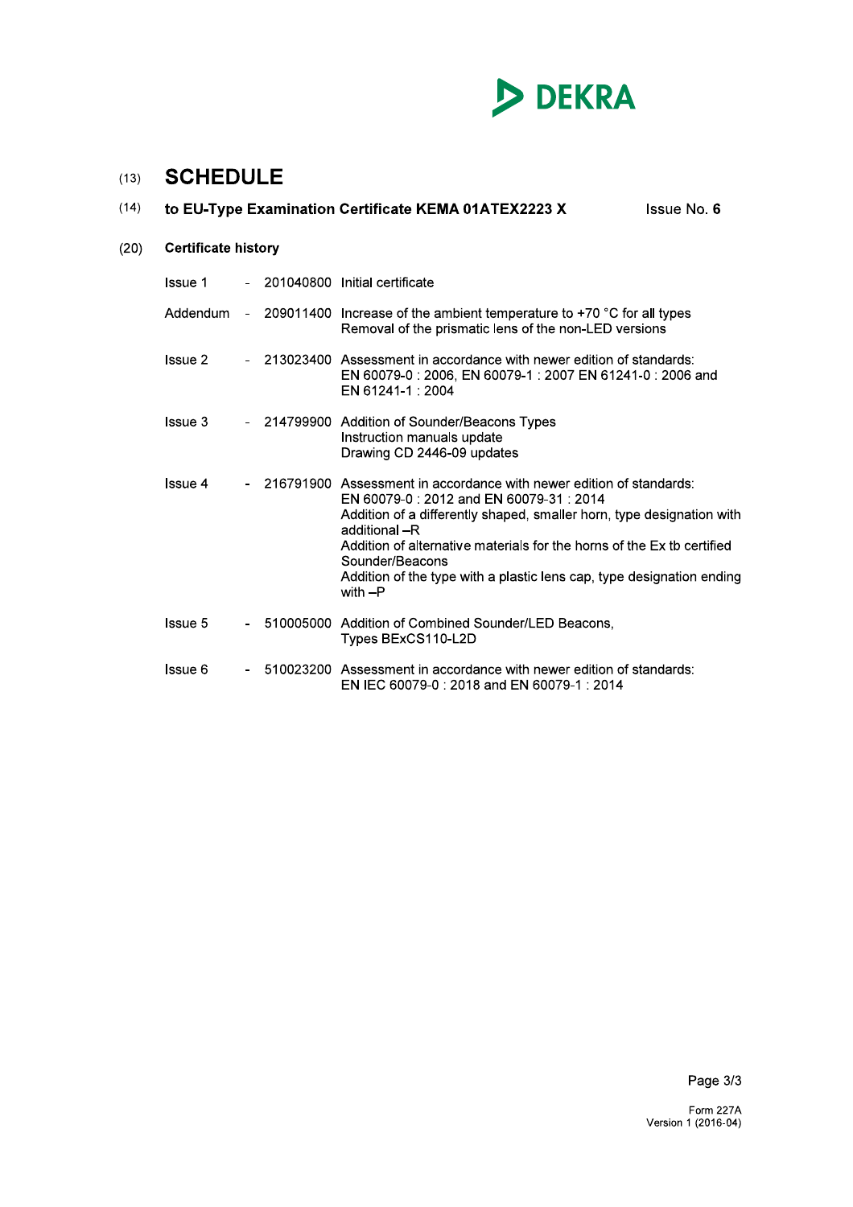DEKRA

(13) # SCHEDULE

(14) **to EU-Type Examination Certificate KEMA 01ATEX2223 X** Issue No. **6**

(20) **Certificate history**

| | | | |
|---|---|---|---|
| Issue 1 | - | 201040800 | Initial certificate |
| Addendum | - | 209011400 | Increase of the ambient temperature to +70 °C for all types<br>Removal of the prismatic lens of the non-LED versions |
| Issue 2 | - | 213023400 | Assessment in accordance with newer edition of standards: EN 60079-0 : 2006, EN 60079-1 : 2007 EN 61241-0 : 2006 and EN 61241-1 : 2004 |
| Issue 3 | - | 214799900 | Addition of Sounder/Beacons Types<br>Instruction manuals update<br>Drawing CD 2446-09 updates |
| Issue 4 | - | 216791900 | Assessment in accordance with newer edition of standards: EN 60079-0 : 2012 and EN 60079-31 : 2014<br>Addition of a differently shaped, smaller horn, type designation with additional –R<br>Addition of alternative materials for the horns of the Ex tb certified Sounder/Beacons<br>Addition of the type with a plastic lens cap, type designation ending with –P |
| Issue 5 | - | 510005000 | Addition of Combined Sounder/LED Beacons, Types BExCS110-L2D |
| Issue 6 | - | 510023200 | Assessment in accordance with newer edition of standards: EN IEC 60079-0 : 2018 and EN 60079-1 : 2014 |

Form 227A
Version 1 (2016-04)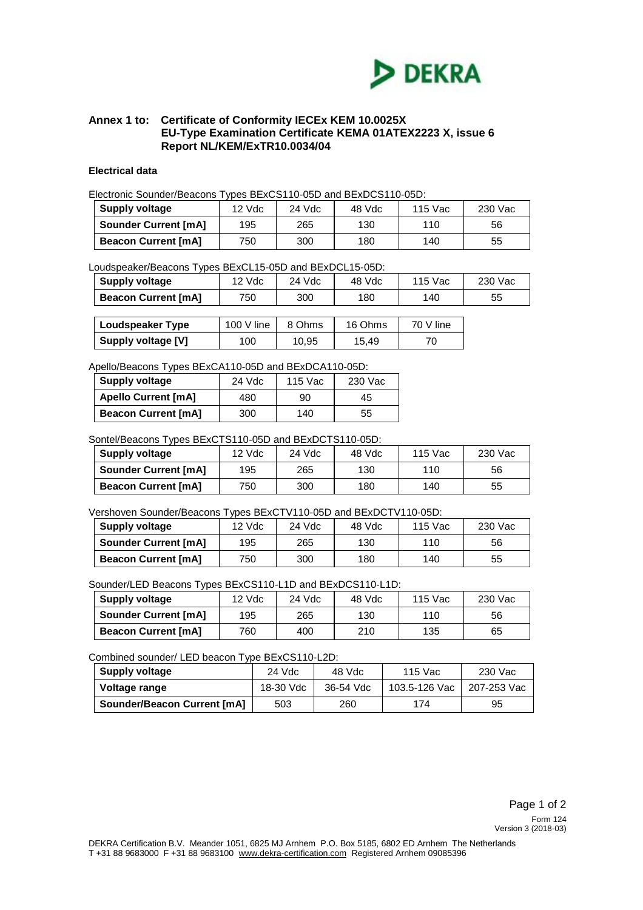**Annex 1 to: Certificate of Conformity IECEx KEM 10.0025X**
**EU-Type Examination Certificate KEMA 01ATEX2223 X, issue 6**
**Report NL/KEM/ExTR10.0034/04**

**Electrical data**

Electronic Sounder/Beacons Types BExCS110-05D and BExDCS110-05D:

| Supply voltage | 12 Vdc | 24 Vdc | 48 Vdc | 115 Vac | 230 Vac |
|---|---|---|---|---|---|
| Sounder Current [mA] | 195 | 265 | 130 | 110 | 56 |
| Beacon Current [mA] | 750 | 300 | 180 | 140 | 55 |

Loudspeaker/Beacons Types BExCL15-05D and BExDCL15-05D:

| Supply voltage | 12 Vdc | 24 Vdc | 48 Vdc | 115 Vac | 230 Vac |
|---|---|---|---|---|---|
| Beacon Current [mA] | 750 | 300 | 180 | 140 | 55 |

| Loudspeaker Type | 100 V line | 8 Ohms | 16 Ohms | 70 V line |
|---|---|---|---|---|
| Supply voltage [V] | 100 | 10,95 | 15,49 | 70 |

Apello/Beacons Types BExCA110-05D and BExDCA110-05D:

| Supply voltage | 24 Vdc | 115 Vac | 230 Vac |
|---|---|---|---|
| Apello Current [mA] | 480 | 90 | 45 |
| Beacon Current [mA] | 300 | 140 | 55 |

Sontel/Beacons Types BExCTS110-05D and BExDCTS110-05D:

| Supply voltage | 12 Vdc | 24 Vdc | 48 Vdc | 115 Vac | 230 Vac |
|---|---|---|---|---|---|
| Sounder Current [mA] | 195 | 265 | 130 | 110 | 56 |
| Beacon Current [mA] | 750 | 300 | 180 | 140 | 55 |

Vershoven Sounder/Beacons Types BExCTV110-05D and BExDCTV110-05D:

| Supply voltage | 12 Vdc | 24 Vdc | 48 Vdc | 115 Vac | 230 Vac |
|---|---|---|---|---|---|
| Sounder Current [mA] | 195 | 265 | 130 | 110 | 56 |
| Beacon Current [mA] | 750 | 300 | 180 | 140 | 55 |

Sounder/LED Beacons Types BExCS110-L1D and BExDCS110-L1D:

| Supply voltage | 12 Vdc | 24 Vdc | 48 Vdc | 115 Vac | 230 Vac |
|---|---|---|---|---|---|
| Sounder Current [mA] | 195 | 265 | 130 | 110 | 56 |
| Beacon Current [mA] | 760 | 400 | 210 | 135 | 65 |

Combined sounder/ LED beacon Type BExCS110-L2D:

| Supply voltage | 24 Vdc | 48 Vdc | 115 Vac | 230 Vac |
|---|---|---|---|---|
| Voltage range | 18-30 Vdc | 36-54 Vdc | 103.5-126 Vac | 207-253 Vac |
| Sounder/Beacon Current [mA] | 503 | 260 | 174 | 95 |

Form 124
Version 3 (2018-03)

DEKRA Certification B.V. Meander 1051, 6825 MJ Arnhem P.O. Box 5185, 6802 ED Arnhem The Netherlands
T +31 88 9683000 F +31 88 9683100 www.dekra-certification.com Registered Arnhem 09085396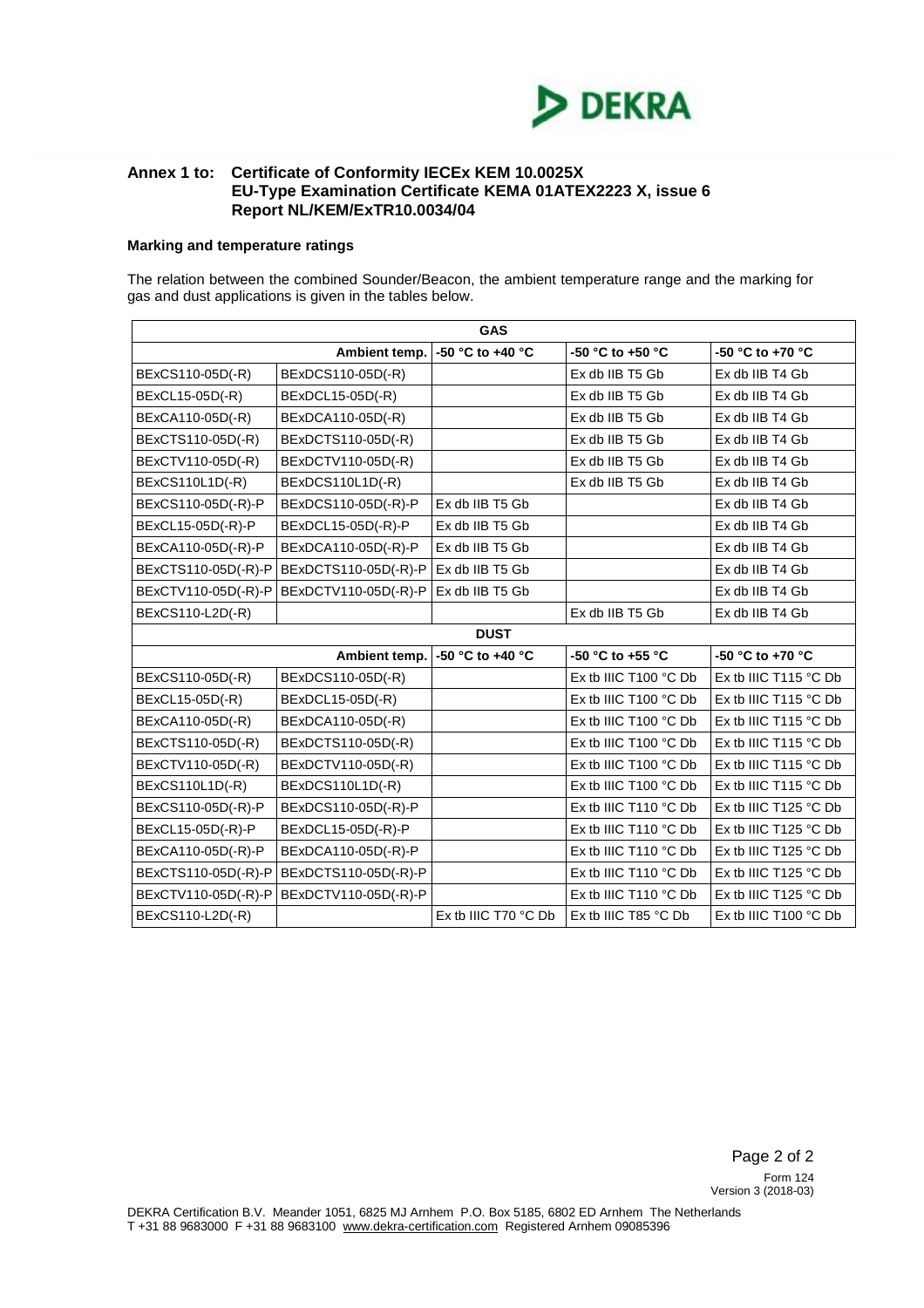**Annex 1 to: Certificate of Conformity IECEx KEM 10.0025X**
**EU-Type Examination Certificate KEMA 01ATEX2223 X, issue 6**
**Report NL/KEM/ExTR10.0034/04**

**Marking and temperature ratings**

The relation between the combined Sounder/Beacon, the ambient temperature range and the marking for gas and dust applications is given in the tables below.

| GAS | | | | |
|---|---|---|---|---|
| | **Ambient temp.** | **-50 °C to +40 °C** | **-50 °C to +50 °C** | **-50 °C to +70 °C** |
| BExCS110-05D(-R) | BExDCS110-05D(-R) | | Ex db IIB T5 Gb | Ex db IIB T4 Gb |
| BExCL15-05D(-R) | BExDCL15-05D(-R) | | Ex db IIB T5 Gb | Ex db IIB T4 Gb |
| BExCA110-05D(-R) | BExDCA110-05D(-R) | | Ex db IIB T5 Gb | Ex db IIB T4 Gb |
| BExCTS110-05D(-R) | BExDCTS110-05D(-R) | | Ex db IIB T5 Gb | Ex db IIB T4 Gb |
| BExCTV110-05D(-R) | BExDCTV110-05D(-R) | | Ex db IIB T5 Gb | Ex db IIB T4 Gb |
| BExCS110L1D(-R) | BExDCS110L1D(-R) | | Ex db IIB T5 Gb | Ex db IIB T4 Gb |
| BExCS110-05D(-R)-P | BExDCS110-05D(-R)-P | Ex db IIB T5 Gb | | Ex db IIB T4 Gb |
| BExCL15-05D(-R)-P | BExDCL15-05D(-R)-P | Ex db IIB T5 Gb | | Ex db IIB T4 Gb |
| BExCA110-05D(-R)-P | BExDCA110-05D(-R)-P | Ex db IIB T5 Gb | | Ex db IIB T4 Gb |
| BExCTS110-05D(-R)-P | BExDCTS110-05D(-R)-P | Ex db IIB T5 Gb | | Ex db IIB T4 Gb |
| BExCTV110-05D(-R)-P | BExDCTV110-05D(-R)-P | Ex db IIB T5 Gb | | Ex db IIB T4 Gb |
| BExCS110-L2D(-R) | | | Ex db IIB T5 Gb | Ex db IIB T4 Gb |
| **DUST** | | | | |
| | **Ambient temp.** | **-50 °C to +40 °C** | **-50 °C to +55 °C** | **-50 °C to +70 °C** |
| BExCS110-05D(-R) | BExDCS110-05D(-R) | | Ex tb IIIC T100 °C Db | Ex tb IIIC T115 °C Db |
| BExCL15-05D(-R) | BExDCL15-05D(-R) | | Ex tb IIIC T100 °C Db | Ex tb IIIC T115 °C Db |
| BExCA110-05D(-R) | BExDCA110-05D(-R) | | Ex tb IIIC T100 °C Db | Ex tb IIIC T115 °C Db |
| BExCTS110-05D(-R) | BExDCTS110-05D(-R) | | Ex tb IIIC T100 °C Db | Ex tb IIIC T115 °C Db |
| BExCTV110-05D(-R) | BExDCTV110-05D(-R) | | Ex tb IIIC T100 °C Db | Ex tb IIIC T115 °C Db |
| BExCS110L1D(-R) | BExDCS110L1D(-R) | | Ex tb IIIC T100 °C Db | Ex tb IIIC T115 °C Db |
| BExCS110-05D(-R)-P | BExDCS110-05D(-R)-P | | Ex tb IIIC T110 °C Db | Ex tb IIIC T125 °C Db |
| BExCL15-05D(-R)-P | BExDCL15-05D(-R)-P | | Ex tb IIIC T110 °C Db | Ex tb IIIC T125 °C Db |
| BExCA110-05D(-R)-P | BExDCA110-05D(-R)-P | | Ex tb IIIC T110 °C Db | Ex tb IIIC T125 °C Db |
| BExCTS110-05D(-R)-P | BExDCTS110-05D(-R)-P | | Ex tb IIIC T110 °C Db | Ex tb IIIC T125 °C Db |
| BExCTV110-05D(-R)-P | BExDCTV110-05D(-R)-P | | Ex tb IIIC T110 °C Db | Ex tb IIIC T125 °C Db |
| BExCS110-L2D(-R) | | Ex tb IIIC T70 °C Db | Ex tb IIIC T85 °C Db | Ex tb IIIC T100 °C Db |

Form 124
Version 3 (2018-03)

DEKRA Certification B.V. Meander 1051, 6825 MJ Arnhem P.O. Box 5185, 6802 ED Arnhem The Netherlands
T +31 88 9683000 F +31 88 9683100 www.dekra-certification.com Registered Arnhem 09085396